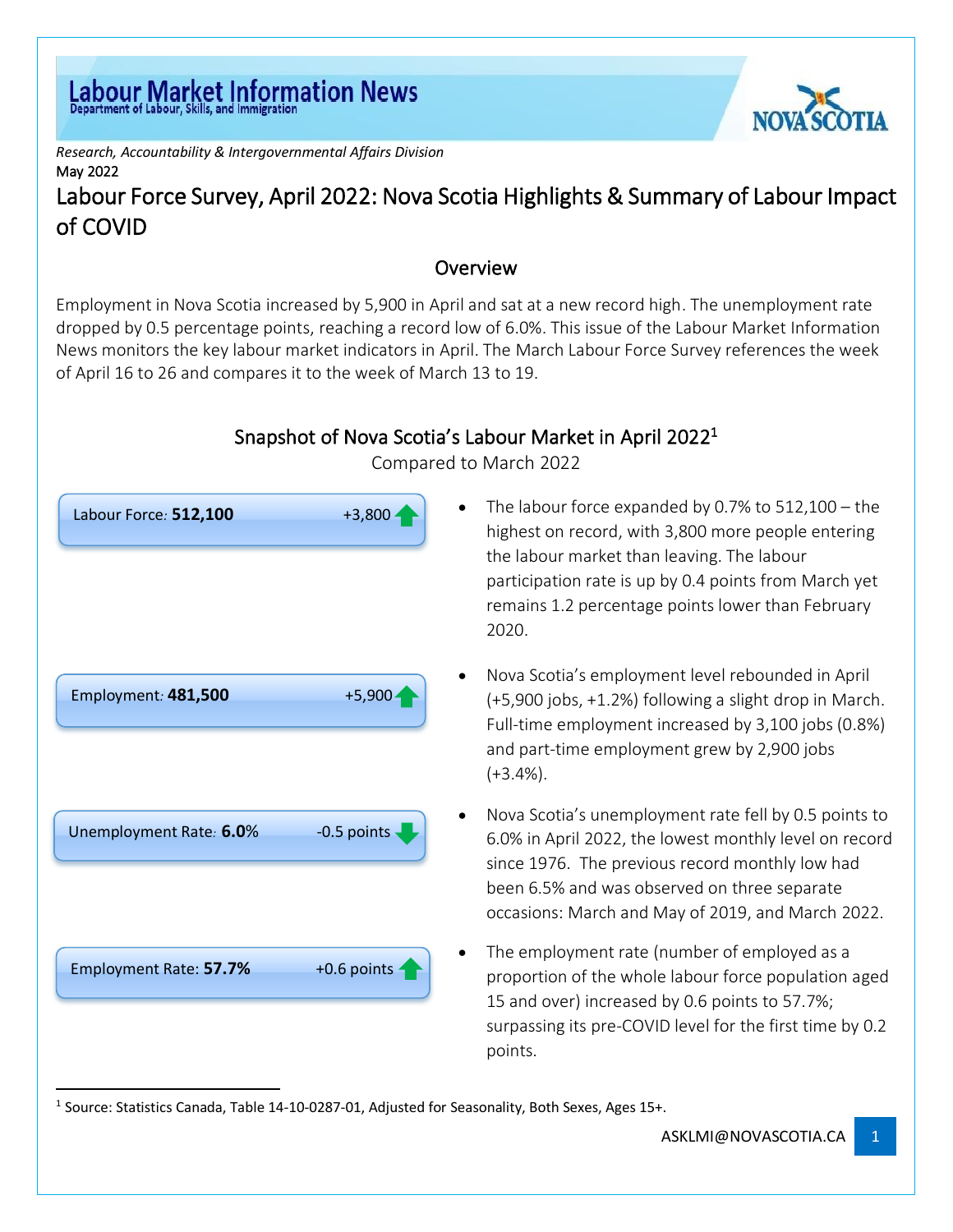# Labour Market Information News

Department of Labour, Skills, and Immigration

*Research, Accountability & Intergovernmental Affairs Division*

May 2022

# Labour Force Survey, April 2022: Nova Scotia Highlights & Summary of Labour Impact of COVID

## Overview

Employment in Nova Scotia increased by 5,900 in April and sat at a new record high. The unemployment rate dropped by 0.5 percentage points, reaching a record low of 6.0%. This issue of the Labour Market Information News monitors the key labour market indicators in April. The March Labour Force Survey references the week of April 16 to 26 and compares it to the week of March 13 to 19.

## Snapshot of Nova Scotia's Labour Market in April 2022[1]

Compared to March 2022

**Labour Force: 512,100** (+3,800 ↑)

- The labour force expanded by 0.7% to 512,100 – the highest on record, with 3,800 more people entering the labour market than leaving. The labour participation rate is up by 0.4 points from March yet remains 1.2 percentage points lower than February 2020.

**Employment: 481,500** (+5,900 ↑)

- Nova Scotia's employment level rebounded in April (+5,900 jobs, +1.2%) following a slight drop in March. Full-time employment increased by 3,100 jobs (0.8%) and part-time employment grew by 2,900 jobs (+3.4%).

**Unemployment Rate: 6.0%** (-0.5 points ↓)

- Nova Scotia's unemployment rate fell by 0.5 points to 6.0% in April 2022, the lowest monthly level on record since 1976. The previous record monthly low had been 6.5% and was observed on three separate occasions: March and May of 2019, and March 2022.

**Employment Rate: 57.7%** (+0.6 points ↑)

- The employment rate (number of employed as a proportion of the whole labour force population aged 15 and over) increased by 0.6 points to 57.7%; surpassing its pre-COVID level for the first time by 0.2 points.

---

[1] Source: Statistics Canada, Table 14-10-0287-01, Adjusted for Seasonality, Both Sexes, Ages 15+.

ASKLMI@NOVASCOTIA.CA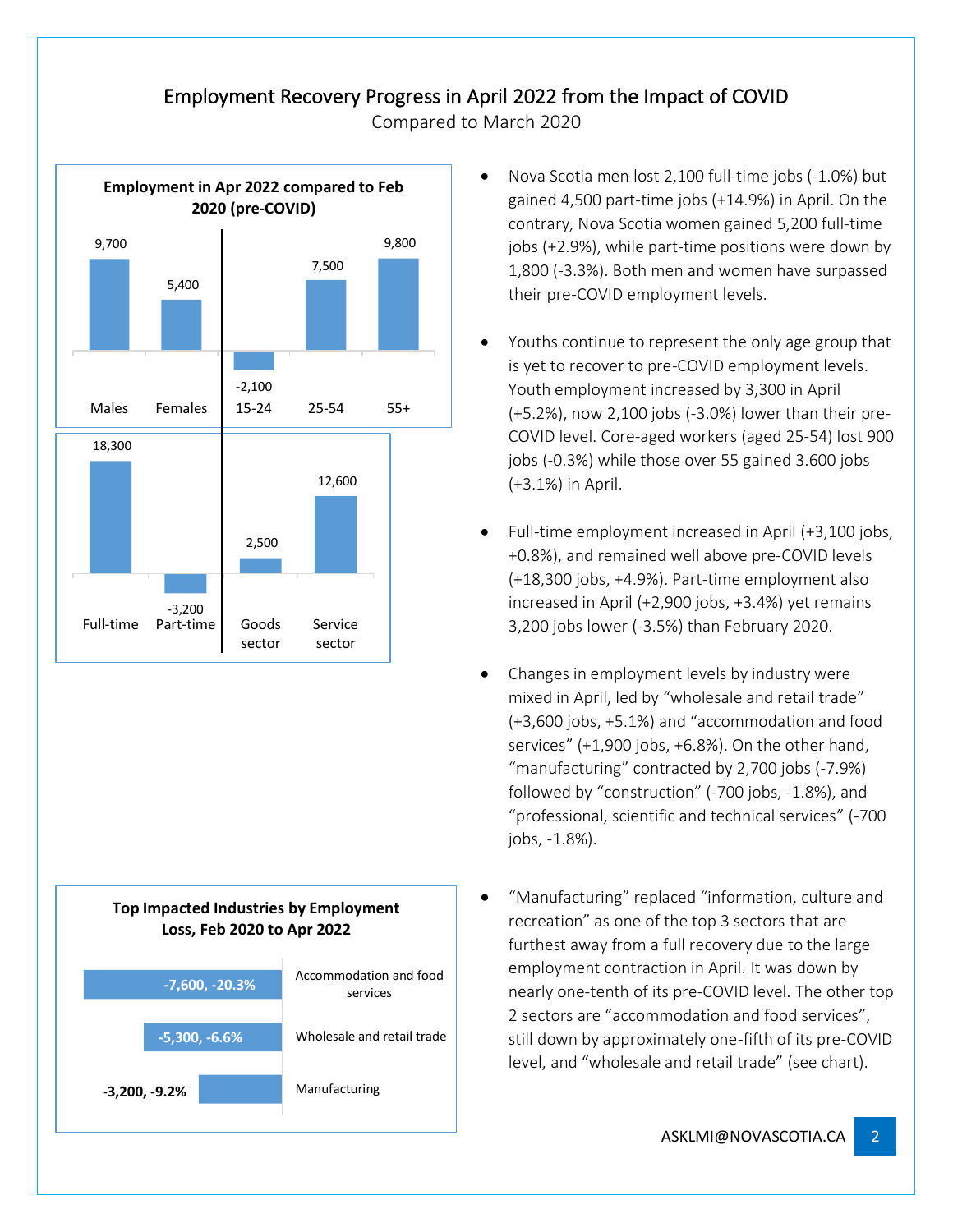# Employment Recovery Progress in April 2022 from the Impact of COVID

Compared to March 2020

**Employment in Apr 2022 compared to Feb 2020 (pre-COVID)**

| Category | Change |
|---|---|
| Males | 9,700 |
| Females | 5,400 |
| 15-24 | -2,100 |
| 25-54 | 7,500 |
| 55+ | 9,800 |
| Full-time | 18,300 |
| Part-time | -3,200 |
| Goods sector | 2,500 |
| Service sector | 12,600 |

- Nova Scotia men lost 2,100 full-time jobs (-1.0%) but gained 4,500 part-time jobs (+14.9%) in April. On the contrary, Nova Scotia women gained 5,200 full-time jobs (+2.9%), while part-time positions were down by 1,800 (-3.3%). Both men and women have surpassed their pre-COVID employment levels.

- Youths continue to represent the only age group that is yet to recover to pre-COVID employment levels. Youth employment increased by 3,300 in April (+5.2%), now 2,100 jobs (-3.0%) lower than their pre-COVID level. Core-aged workers (aged 25-54) lost 900 jobs (-0.3%) while those over 55 gained 3.600 jobs (+3.1%) in April.

- Full-time employment increased in April (+3,100 jobs, +0.8%), and remained well above pre-COVID levels (+18,300 jobs, +4.9%). Part-time employment also increased in April (+2,900 jobs, +3.4%) yet remains 3,200 jobs lower (-3.5%) than February 2020.

- Changes in employment levels by industry were mixed in April, led by "wholesale and retail trade" (+3,600 jobs, +5.1%) and "accommodation and food services" (+1,900 jobs, +6.8%). On the other hand, "manufacturing" contracted by 2,700 jobs (-7.9%) followed by "construction" (-700 jobs, -1.8%), and "professional, scientific and technical services" (-700 jobs, -1.8%).

- "Manufacturing" replaced "information, culture and recreation" as one of the top 3 sectors that are furthest away from a full recovery due to the large employment contraction in April. It was down by nearly one-tenth of its pre-COVID level. The other top 2 sectors are "accommodation and food services", still down by approximately one-fifth of its pre-COVID level, and "wholesale and retail trade" (see chart).

**Top Impacted Industries by Employment Loss, Feb 2020 to Apr 2022**

| Industry | Change |
|---|---|
| Accommodation and food services | -7,600, -20.3% |
| Wholesale and retail trade | -5,300, -6.6% |
| Manufacturing | -3,200, -9.2% |

ASKLMI@NOVASCOTIA.CA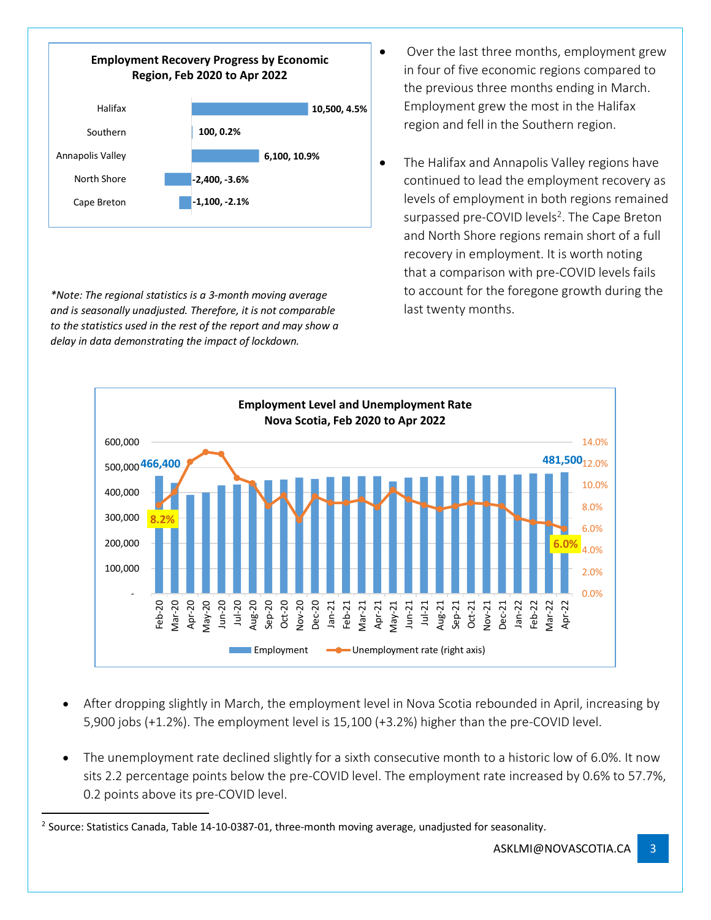**Employment Recovery Progress by Economic Region, Feb 2020 to Apr 2022**

| Region | Change | % Change |
|---|---|---|
| Halifax | 10,500 | 4.5% |
| Southern | 100 | 0.2% |
| Annapolis Valley | 6,100 | 10.9% |
| North Shore | -2,400 | -3.6% |
| Cape Breton | -1,100 | -2.1% |

*\*Note: The regional statistics is a 3-month moving average and is seasonally unadjusted. Therefore, it is not comparable to the statistics used in the rest of the report and may show a delay in data demonstrating the impact of lockdown.*

- Over the last three months, employment grew in four of five economic regions compared to the previous three months ending in March. Employment grew the most in the Halifax region and fell in the Southern region.
- The Halifax and Annapolis Valley regions have continued to lead the employment recovery as levels of employment in both regions remained surpassed pre-COVID levels[2]. The Cape Breton and North Shore regions remain short of a full recovery in employment. It is worth noting that a comparison with pre-COVID levels fails to account for the foregone growth during the last twenty months.

**Employment Level and Unemployment Rate Nova Scotia, Feb 2020 to Apr 2022**

Employment: Feb-20: 466,400; Apr-22: 481,500
Unemployment rate (right axis): Feb-20: 8.2%; Apr-22: 6.0%

- After dropping slightly in March, the employment level in Nova Scotia rebounded in April, increasing by 5,900 jobs (+1.2%). The employment level is 15,100 (+3.2%) higher than the pre-COVID level.
- The unemployment rate declined slightly for a sixth consecutive month to a historic low of 6.0%. It now sits 2.2 percentage points below the pre-COVID level. The employment rate increased by 0.6% to 57.7%, 0.2 points above its pre-COVID level.

[2] Source: Statistics Canada, Table 14-10-0387-01, three-month moving average, unadjusted for seasonality.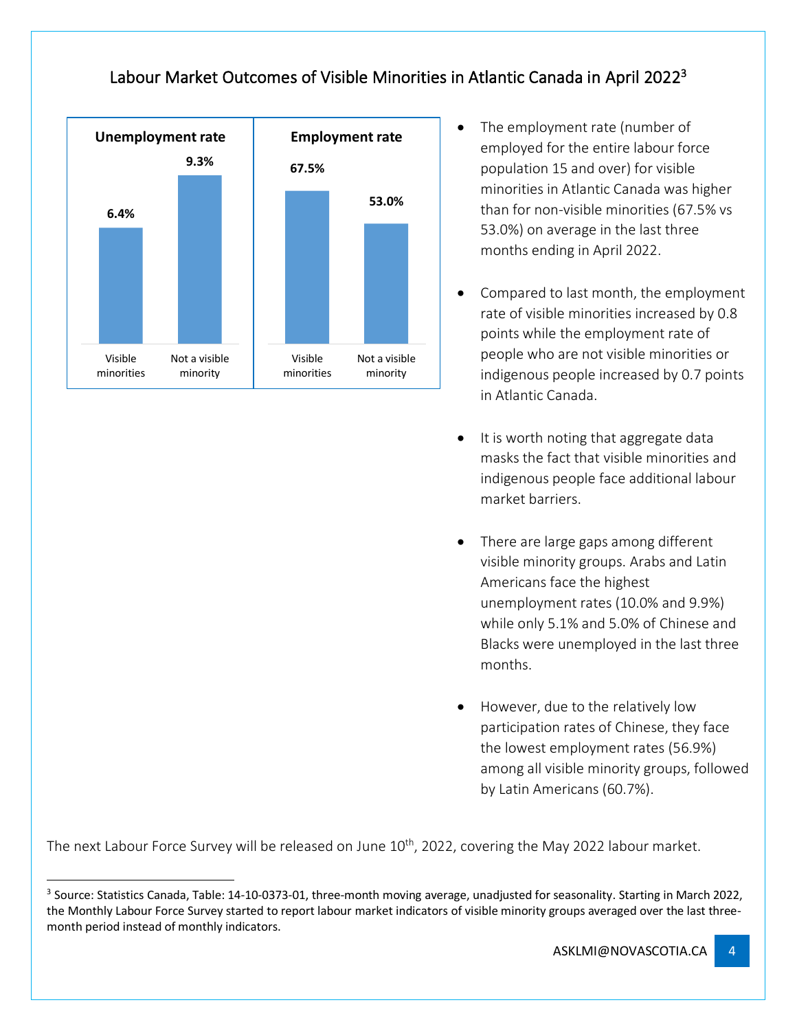## Labour Market Outcomes of Visible Minorities in Atlantic Canada in April 2022[3]

**Unemployment rate**

6.4%
9.3%

Visible minorities
Not a visible minority

**Employment rate**

67.5%
53.0%

Visible minorities
Not a visible minority

- The employment rate (number of employed for the entire labour force population 15 and over) for visible minorities in Atlantic Canada was higher than for non-visible minorities (67.5% vs 53.0%) on average in the last three months ending in April 2022.
- Compared to last month, the employment rate of visible minorities increased by 0.8 points while the employment rate of people who are not visible minorities or indigenous people increased by 0.7 points in Atlantic Canada.
- It is worth noting that aggregate data masks the fact that visible minorities and indigenous people face additional labour market barriers.
- There are large gaps among different visible minority groups. Arabs and Latin Americans face the highest unemployment rates (10.0% and 9.9%) while only 5.1% and 5.0% of Chinese and Blacks were unemployed in the last three months.
- However, due to the relatively low participation rates of Chinese, they face the lowest employment rates (56.9%) among all visible minority groups, followed by Latin Americans (60.7%).

The next Labour Force Survey will be released on June 10th, 2022, covering the May 2022 labour market.

[3] Source: Statistics Canada, Table: 14-10-0373-01, three-month moving average, unadjusted for seasonality. Starting in March 2022, the Monthly Labour Force Survey started to report labour market indicators of visible minority groups averaged over the last three-month period instead of monthly indicators.

ASKLMI@NOVASCOTIA.CA